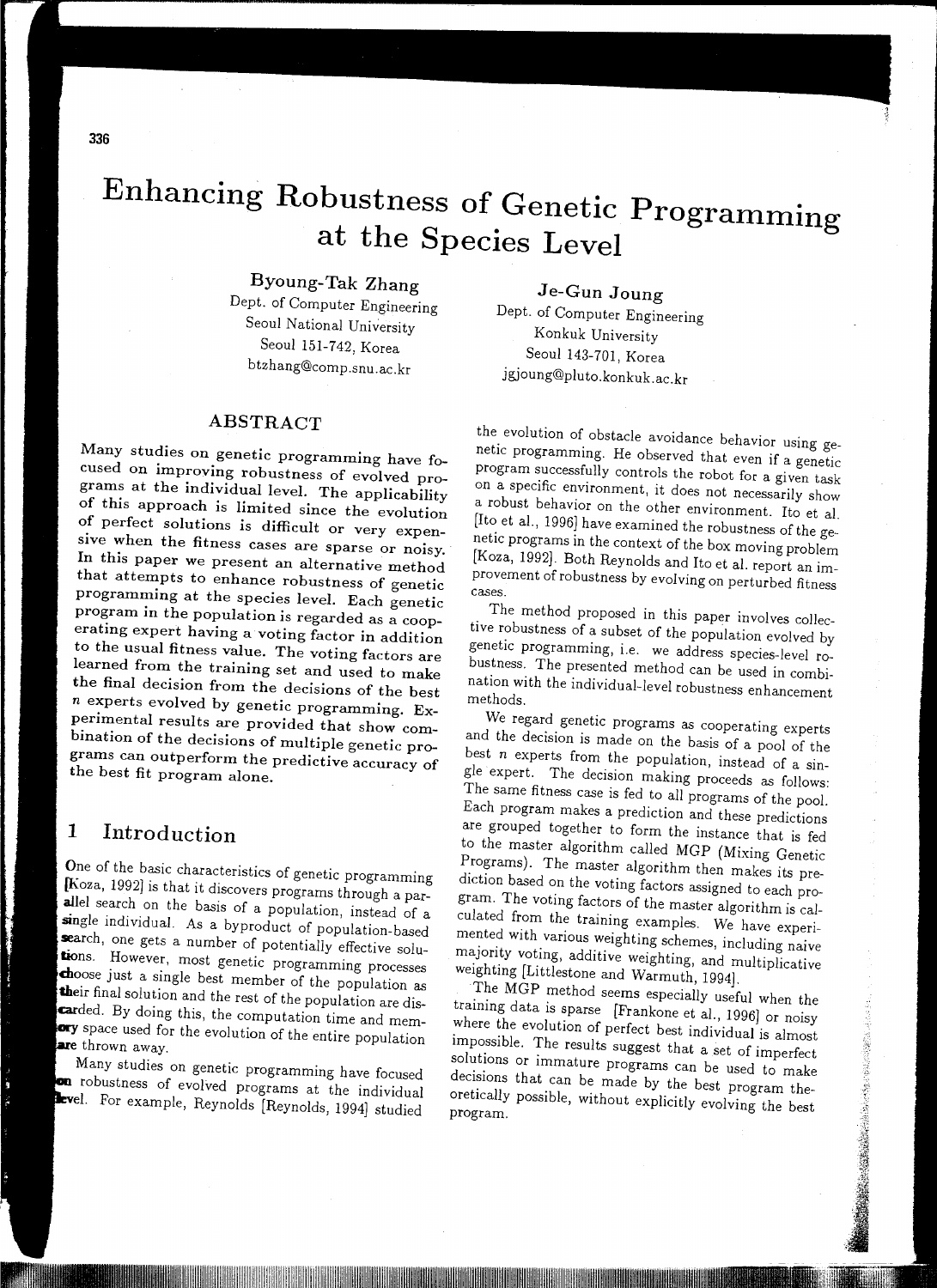# Enhancing Robustness of Genetic Programming at the Species Level

**Byoung-Tak Zhang**
Dept. of Computer Engineering
Seoul National University
Seoul 151-742, Korea
btzhang@comp.snu.ac.kr

**Je-Gun Joung**
Dept. of Computer Engineering
Konkuk University
Seoul 143-701, Korea
jgjoung@pluto.konkuk.ac.kr

## ABSTRACT

Many studies on genetic programming have focused on improving robustness of evolved programs at the individual level. The applicability of this approach is limited since the evolution of perfect solutions is difficult or very expensive when the fitness cases are sparse or noisy. In this paper we present an alternative method that attempts to enhance robustness of genetic programming at the species level. Each genetic program in the population is regarded as a cooperating expert having a voting factor in addition to the usual fitness value. The voting factors are learned from the training set and used to make the final decision from the decisions of the best $n$ experts evolved by genetic programming. Experimental results are provided that show combination of the decisions of multiple genetic programs can outperform the predictive accuracy of the best fit program alone.

## 1 Introduction

One of the basic characteristics of genetic programming [Koza, 1992] is that it discovers programs through a parallel search on the basis of a population, instead of a single individual. As a byproduct of population-based search, one gets a number of potentially effective solutions. However, most genetic programming processes choose just a single best member of the population as their final solution and the rest of the population are discarded. By doing this, the computation time and memory space used for the evolution of the entire population are thrown away.

Many studies on genetic programming have focused on robustness of evolved programs at the individual level. For example, Reynolds [Reynolds, 1994] studied the evolution of obstacle avoidance behavior using genetic programming. He observed that even if a genetic program successfully controls the robot for a given task on a specific environment, it does not necessarily show a robust behavior on the other environment. Ito et al. [Ito et al., 1996] have examined the robustness of the genetic programs in the context of the box moving problem [Koza, 1992]. Both Reynolds and Ito et al. report an improvement of robustness by evolving on perturbed fitness cases.

The method proposed in this paper involves collective robustness of a subset of the population evolved by genetic programming, i.e. we address species-level robustness. The presented method can be used in combination with the individual-level robustness enhancement methods.

We regard genetic programs as cooperating experts and the decision is made on the basis of a pool of the best $n$ experts from the population, instead of a single expert. The decision making proceeds as follows: The same fitness case is fed to all programs of the pool. Each program makes a prediction and these predictions are grouped together to form the instance that is fed to the master algorithm called MGP (Mixing Genetic Programs). The master algorithm then makes its prediction based on the voting factors assigned to each program. The voting factors of the master algorithm is calculated from the training examples. We have experimented with various weighting schemes, including naive majority voting, additive weighting, and multiplicative weighting [Littlestone and Warmuth, 1994].

The MGP method seems especially useful when the training data is sparse [Frankone et al., 1996] or noisy where the evolution of perfect best individual is almost impossible. The results suggest that a set of imperfect solutions or immature programs can be used to make decisions that can be made by the best program theoretically possible, without explicitly evolving the best program.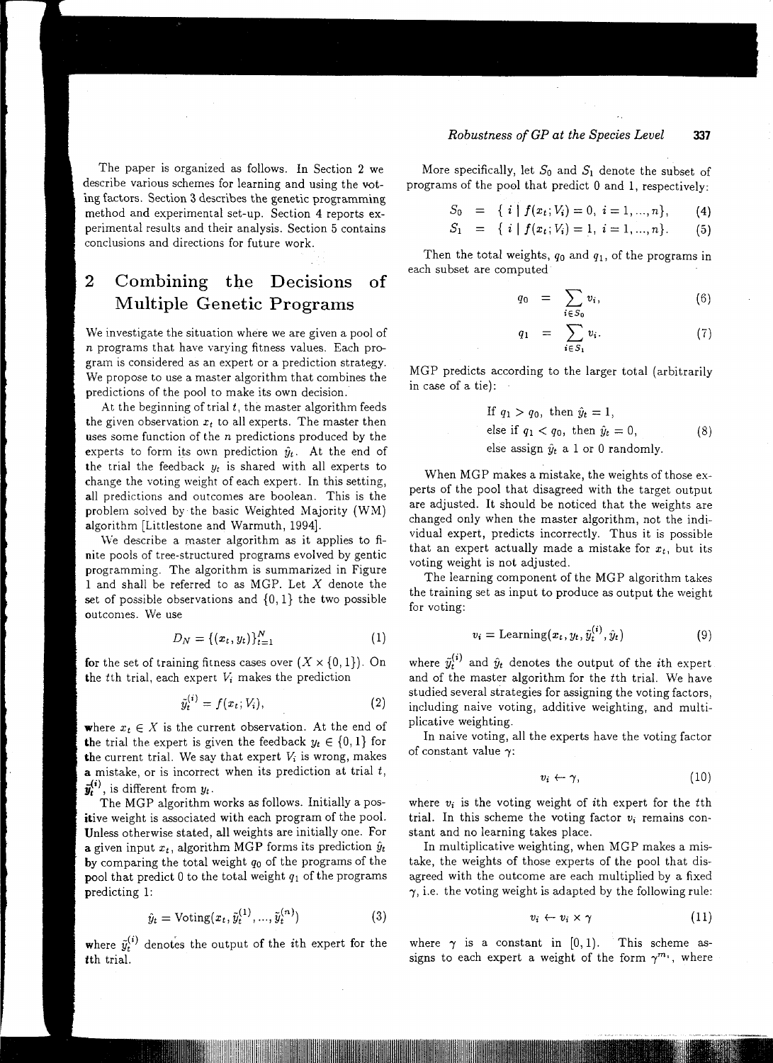The paper is organized as follows. In Section 2 we describe various schemes for learning and using the voting factors. Section 3 describes the genetic programming method and experimental set-up. Section 4 reports experimental results and their analysis. Section 5 contains conclusions and directions for future work.

## 2 Combining the Decisions of Multiple Genetic Programs

We investigate the situation where we are given a pool of $n$ programs that have varying fitness values. Each program is considered as an expert or a prediction strategy. We propose to use a master algorithm that combines the predictions of the pool to make its own decision.

At the beginning of trial $t$, the master algorithm feeds the given observation $x_t$ to all experts. The master then uses some function of the $n$ predictions produced by the experts to form its own prediction $\hat{y}_t$. At the end of the trial the feedback $y_t$ is shared with all experts to change the voting weight of each expert. In this setting, all predictions and outcomes are boolean. This is the problem solved by the basic Weighted Majority (WM) algorithm [Littlestone and Warmuth, 1994].

We describe a master algorithm as it applies to finite pools of tree-structured programs evolved by gentic programming. The algorithm is summarized in Figure 1 and shall be referred to as MGP. Let $X$ denote the set of possible observations and $\{0, 1\}$ the two possible outcomes. We use

$$D_N = \{(x_t, y_t)\}_{t=1}^{N} \tag{1}$$

for the set of training fitness cases over $(X \times \{0, 1\})$. On the $t$th trial, each expert $V_i$ makes the prediction

$$\tilde{y}_t^{(i)} = f(x_t; V_i), \tag{2}$$

where $x_t \in X$ is the current observation. At the end of the trial the expert is given the feedback $y_t \in \{0, 1\}$ for the current trial. We say that expert $V_i$ is wrong, makes a mistake, or is incorrect when its prediction at trial $t$, $\tilde{y}_t^{(i)}$, is different from $y_t$.

The MGP algorithm works as follows. Initially a positive weight is associated with each program of the pool. Unless otherwise stated, all weights are initially one. For a given input $x_t$, algorithm MGP forms its prediction $\hat{y}_t$ by comparing the total weight $q_0$ of the programs of the pool that predict 0 to the total weight $q_1$ of the programs predicting 1:

$$\hat{y}_t = \text{Voting}(x_t, \tilde{y}_t^{(1)}, ..., \tilde{y}_t^{(n)}) \tag{3}$$

where $\tilde{y}_t^{(i)}$ denotes the output of the $i$th expert for the $t$th trial.

More specifically, let $S_0$ and $S_1$ denote the subset of programs of the pool that predict 0 and 1, respectively:

$$S_0 = \{ i \mid f(x_t; V_i) = 0, \ i = 1, ..., n \}, \tag{4}$$

$$S_1 = \{ i \mid f(x_t; V_i) = 1, \ i = 1, ..., n \}. \tag{5}$$

Then the total weights, $q_0$ and $q_1$, of the programs in each subset are computed

$$q_0 = \sum_{i \in S_0} v_i, \tag{6}$$

$$q_1 = \sum_{i \in S_1} v_i. \tag{7}$$

MGP predicts according to the larger total (arbitrarily in case of a tie):

$$\begin{aligned} &\text{If } q_1 > q_0, \text{ then } \hat{y}_t = 1, \\ &\text{else if } q_1 < q_0, \text{ then } \hat{y}_t = 0, \\ &\text{else assign } \hat{y}_t \text{ a 1 or 0 randomly.} \end{aligned} \tag{8}$$

When MGP makes a mistake, the weights of those experts of the pool that disagreed with the target output are adjusted. It should be noticed that the weights are changed only when the master algorithm, not the individual expert, predicts incorrectly. Thus it is possible that an expert actually made a mistake for $x_t$, but its voting weight is not adjusted.

The learning component of the MGP algorithm takes the training set as input to produce as output the weight for voting:

$$v_i = \text{Learning}(x_t, y_t, \tilde{y}_t^{(i)}, \hat{y}_t) \tag{9}$$

where $\tilde{y}_t^{(i)}$ and $\hat{y}_t$ denotes the output of the $i$th expert and of the master algorithm for the $t$th trial. We have studied several strategies for assigning the voting factors, including naive voting, additive weighting, and multiplicative weighting.

In naive voting, all the experts have the voting factor of constant value $\gamma$:

$$v_i \leftarrow \gamma, \tag{10}$$

where $v_i$ is the voting weight of $i$th expert for the $t$th trial. In this scheme the voting factor $v_i$ remains constant and no learning takes place.

In multiplicative weighting, when MGP makes a mistake, the weights of those experts of the pool that disagreed with the outcome are each multiplied by a fixed $\gamma$, i.e. the voting weight is adapted by the following rule:

$$v_i \leftarrow v_i \times \gamma \tag{11}$$

where $\gamma$ is a constant in $[0, 1)$. This scheme assigns to each expert a weight of the form $\gamma^{m_i}$, where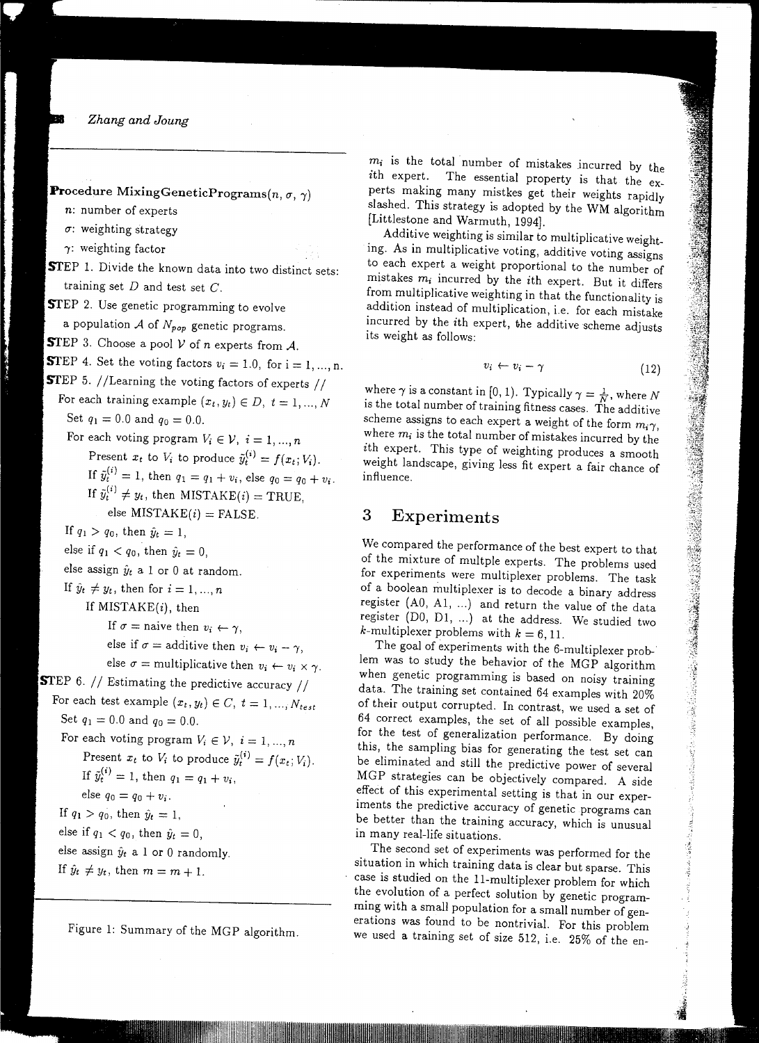**Procedure MixingGeneticPrograms($n$, $\sigma$, $\gamma$)**

$n$: number of experts

$\sigma$: weighting strategy

$\gamma$: weighting factor

**STEP** 1. Divide the known data into two distinct sets: training set $D$ and test set $C$.

**STEP** 2. Use genetic programming to evolve a population $\mathcal{A}$ of $N_{pop}$ genetic programs.

**STEP** 3. Choose a pool $\mathcal{V}$ of $n$ experts from $\mathcal{A}$.

**STEP** 4. Set the voting factors $v_i = 1.0$, for i = 1, ..., n.

**STEP** 5. //Learning the voting factors of experts //

For each training example $(x_t, y_t) \in D$, $t = 1, ..., N$

Set $q_1 = 0.0$ and $q_0 = 0.0$.

For each voting program $V_i \in \mathcal{V}$, $i = 1, ..., n$

Present $x_t$ to $V_i$ to produce $\tilde{y}_t^{(i)} = f(x_t; V_i)$.

If $\tilde{y}_t^{(i)} = 1$, then $q_1 = q_1 + v_i$, else $q_0 = q_0 + v_i$.

If $\tilde{y}_t^{(i)} \neq y_t$, then MISTAKE($i$) = TRUE,

else MISTAKE($i$) = FALSE.

If $q_1 > q_0$, then $\hat{y}_t = 1$,

else if $q_1 < q_0$, then $\hat{y}_t = 0$,

else assign $\hat{y}_t$ a 1 or 0 at random.

If $\hat{y}_t \neq y_t$, then for $i = 1, ..., n$

If MISTAKE($i$), then

If $\sigma$ = naive then $v_i \leftarrow \gamma$,

else if $\sigma$ = additive then $v_i \leftarrow v_i - \gamma$,

else $\sigma$ = multiplicative then $v_i \leftarrow v_i \times \gamma$.

**STEP** 6. // Estimating the predictive accuracy //

For each test example $(x_t, y_t) \in C$, $t = 1, ..., N_{test}$

Set $q_1 = 0.0$ and $q_0 = 0.0$.

For each voting program $V_i \in \mathcal{V}$, $i = 1, ..., n$

Present $x_t$ to $V_i$ to produce $\tilde{y}_t^{(i)} = f(x_t; V_i)$.

If $\tilde{y}_t^{(i)} = 1$, then $q_1 = q_1 + v_i$,

else $q_0 = q_0 + v_i$.

If $q_1 > q_0$, then $\hat{y}_t = 1$,

else if $q_1 < q_0$, then $\hat{y}_t = 0$,

else assign $\hat{y}_t$ a 1 or 0 randomly.

If $\hat{y}_t \neq y_t$, then $m = m + 1$.

Figure 1: Summary of the MGP algorithm.

$m_i$ is the total number of mistakes incurred by the $i$th expert. The essential property is that the experts making many mistkes get their weights rapidly slashed. This strategy is adopted by the WM algorithm [Littlestone and Warmuth, 1994].

Additive weighting is similar to multiplicative weighting. As in multiplicative voting, additive voting assigns to each expert a weight proportional to the number of mistakes $m_i$ incurred by the $i$th expert. But it differs from multiplicative weighting in that the functionality is addition instead of multiplication, i.e. for each mistake incurred by the $i$th expert, the additive scheme adjusts its weight as follows:

$$v_i \leftarrow v_i - \gamma \tag{12}$$

where $\gamma$ is a constant in $[0, 1)$. Typically $\gamma = \frac{1}{N}$, where $N$ is the total number of training fitness cases. The additive scheme assigns to each expert a weight of the form $m_i\gamma$, where $m_i$ is the total number of mistakes incurred by the $i$th expert. This type of weighting produces a smooth weight landscape, giving less fit expert a fair chance of influence.

## 3 Experiments

We compared the performance of the best expert to that of the mixture of multple experts. The problems used for experiments were multiplexer problems. The task of a boolean multiplexer is to decode a binary address register (A0, A1, ...) and return the value of the data register (D0, D1, ...) at the address. We studied two $k$-multiplexer problems with $k = 6, 11$.

The goal of experiments with the 6-multiplexer problem was to study the behavior of the MGP algorithm when genetic programming is based on noisy training data. The training set contained 64 examples with 20% of their output corrupted. In contrast, we used a set of 64 correct examples, the set of all possible examples, for the test of generalization performance. By doing this, the sampling bias for generating the test set can be eliminated and still the predictive power of several MGP strategies can be objectively compared. A side effect of this experimental setting is that in our experiments the predictive accuracy of genetic programs can be better than the training accuracy, which is unusual in many real-life situations.

The second set of experiments was performed for the situation in which training data is clear but sparse. This case is studied on the 11-multiplexer problem for which the evolution of a perfect solution by genetic programming with a small population for a small number of generations was found to be nontrivial. For this problem we used a training set of size 512, i.e. 25% of the en-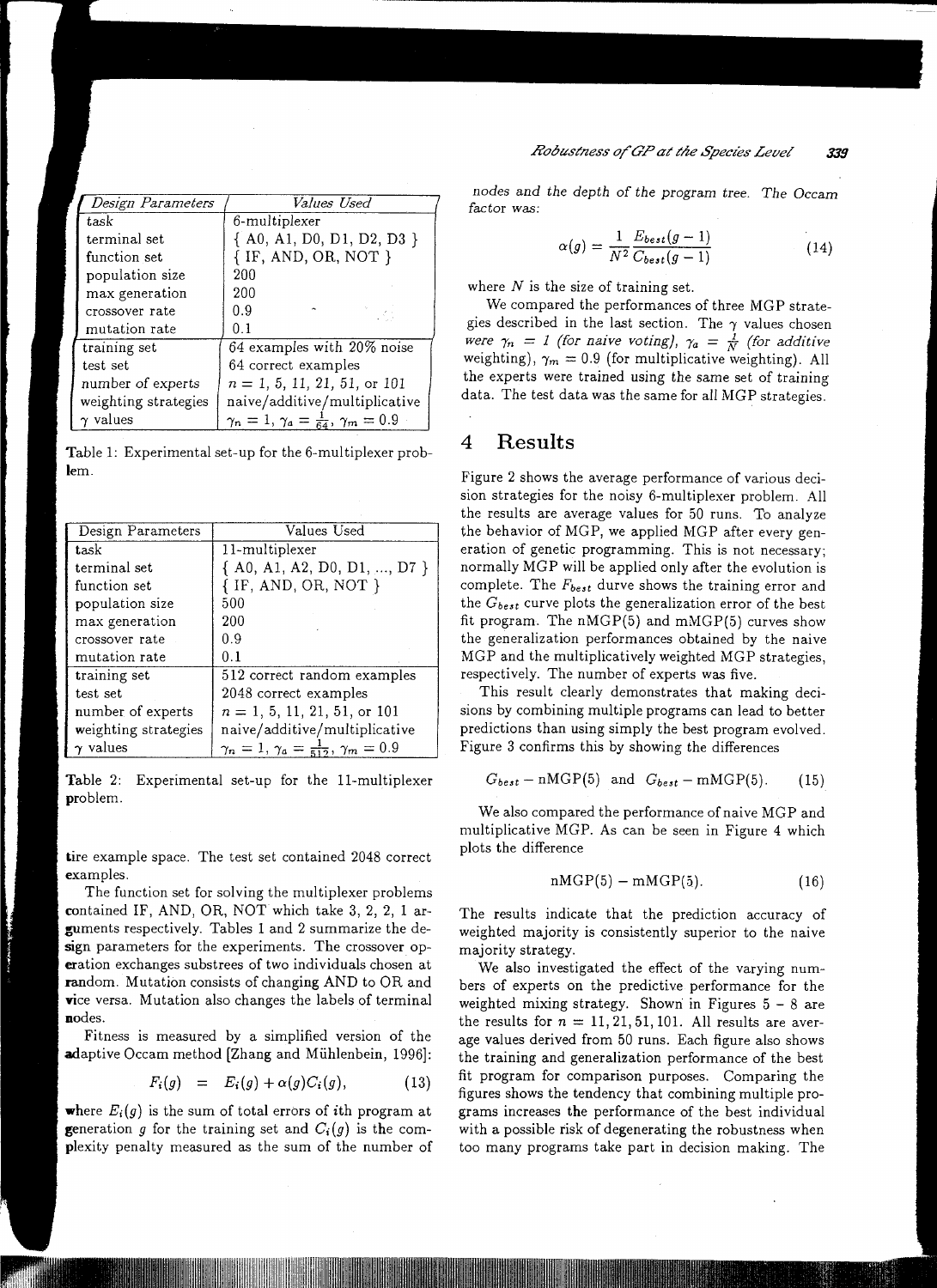| Design Parameters | Values Used |
|---|---|
| task | 6-multiplexer |
| terminal set | { A0, A1, D0, D1, D2, D3 } |
| function set | { IF, AND, OR, NOT } |
| population size | 200 |
| max generation | 200 |
| crossover rate | 0.9 |
| mutation rate | 0.1 |
| training set | 64 examples with 20% noise |
| test set | 64 correct examples |
| number of experts | $n$ = 1, 5, 11, 21, 51, or 101 |
| weighting strategies | naive/additive/multiplicative |
| $\gamma$ values | $\gamma_n = 1$, $\gamma_a = \frac{1}{64}$, $\gamma_m = 0.9$ |

Table 1: Experimental set-up for the 6-multiplexer problem.

| Design Parameters | Values Used |
|---|---|
| task | 11-multiplexer |
| terminal set | { A0, A1, A2, D0, D1, ..., D7 } |
| function set | { IF, AND, OR, NOT } |
| population size | 500 |
| max generation | 200 |
| crossover rate | 0.9 |
| mutation rate | 0.1 |
| training set | 512 correct random examples |
| test set | 2048 correct examples |
| number of experts | $n$ = 1, 5, 11, 21, 51, or 101 |
| weighting strategies | naive/additive/multiplicative |
| $\gamma$ values | $\gamma_n = 1$, $\gamma_a = \frac{1}{512}$, $\gamma_m = 0.9$ |

Table 2: Experimental set-up for the 11-multiplexer problem.

tire example space. The test set contained 2048 correct examples.

The function set for solving the multiplexer problems contained IF, AND, OR, NOT which take 3, 2, 2, 1 arguments respectively. Tables 1 and 2 summarize the design parameters for the experiments. The crossover operation exchanges substrees of two individuals chosen at random. Mutation consists of changing AND to OR and vice versa. Mutation also changes the labels of terminal nodes.

Fitness is measured by a simplified version of the adaptive Occam method [Zhang and Mühlenbein, 1996]:

$$F_i(g) \quad = \quad E_i(g) + \alpha(g) C_i(g), \tag{13}$$

where $E_i(g)$ is the sum of total errors of $i$th program at generation $g$ for the training set and $C_i(g)$ is the complexity penalty measured as the sum of the number of nodes and the depth of the program tree. The Occam factor was:

$$\alpha(g) = \frac{1}{N^2} \frac{E_{best}(g-1)}{C_{best}(g-1)} \tag{14}$$

where $N$ is the size of training set.

We compared the performances of three MGP strategies described in the last section. The $\gamma$ values chosen were $\gamma_n = 1$ (for naive voting), $\gamma_a = \frac{1}{N}$ (for additive weighting), $\gamma_m = 0.9$ (for multiplicative weighting). All the experts were trained using the same set of training data. The test data was the same for all MGP strategies.

# 4 Results

Figure 2 shows the average performance of various decision strategies for the noisy 6-multiplexer problem. All the results are average values for 50 runs. To analyze the behavior of MGP, we applied MGP after every generation of genetic programming. This is not necessary; normally MGP will be applied only after the evolution is complete. The $F_{best}$ durve shows the training error and the $G_{best}$ curve plots the generalization error of the best fit program. The nMGP(5) and mMGP(5) curves show the generalization performances obtained by the naive MGP and the multiplicatively weighted MGP strategies, respectively. The number of experts was five.

This result clearly demonstrates that making decisions by combining multiple programs can lead to better predictions than using simply the best program evolved. Figure 3 confirms this by showing the differences

$$G_{best} - \text{nMGP}(5) \quad \text{and} \quad G_{best} - \text{mMGP}(5). \tag{15}$$

We also compared the performance of naive MGP and multiplicative MGP. As can be seen in Figure 4 which plots the difference

$$\text{nMGP}(5) - \text{mMGP}(5). \tag{16}$$

The results indicate that the prediction accuracy of weighted majority is consistently superior to the naive majority strategy.

We also investigated the effect of the varying numbers of experts on the predictive performance for the weighted mixing strategy. Shown in Figures 5 – 8 are the results for $n = 11, 21, 51, 101$. All results are average values derived from 50 runs. Each figure also shows the training and generalization performance of the best fit program for comparison purposes. Comparing the figures shows the tendency that combining multiple programs increases the performance of the best individual with a possible risk of degenerating the robustness when too many programs take part in decision making. The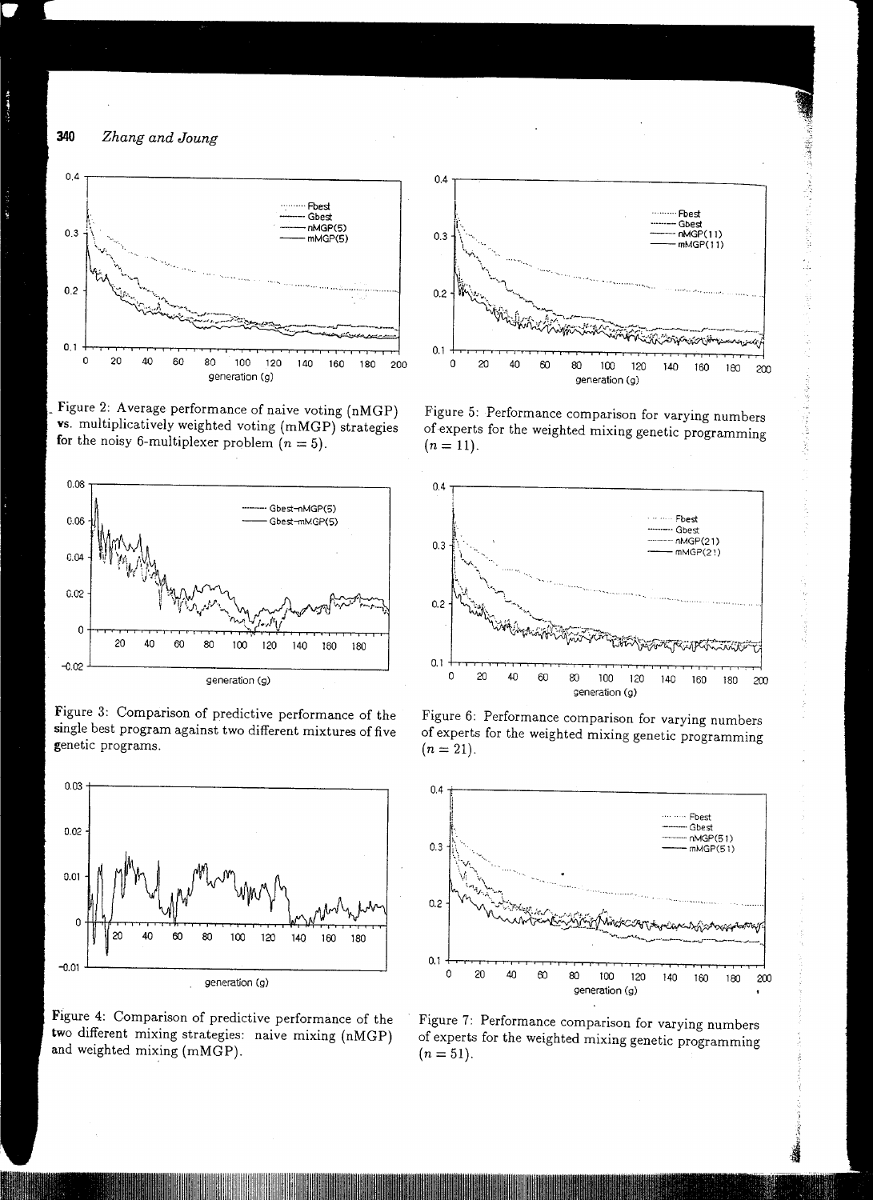Figure 2: Average performance of naive voting (nMGP) vs. multiplicatively weighted voting (mMGP) strategies for the noisy 6-multiplexer problem ($n = 5$).

Figure 3: Comparison of predictive performance of the single best program against two different mixtures of five genetic programs.

Figure 4: Comparison of predictive performance of the two different mixing strategies: naive mixing (nMGP) and weighted mixing (mMGP).

Figure 5: Performance comparison for varying numbers of experts for the weighted mixing genetic programming ($n = 11$).

Figure 6: Performance comparison for varying numbers of experts for the weighted mixing genetic programming ($n = 21$).

Figure 7: Performance comparison for varying numbers of experts for the weighted mixing genetic programming ($n = 51$).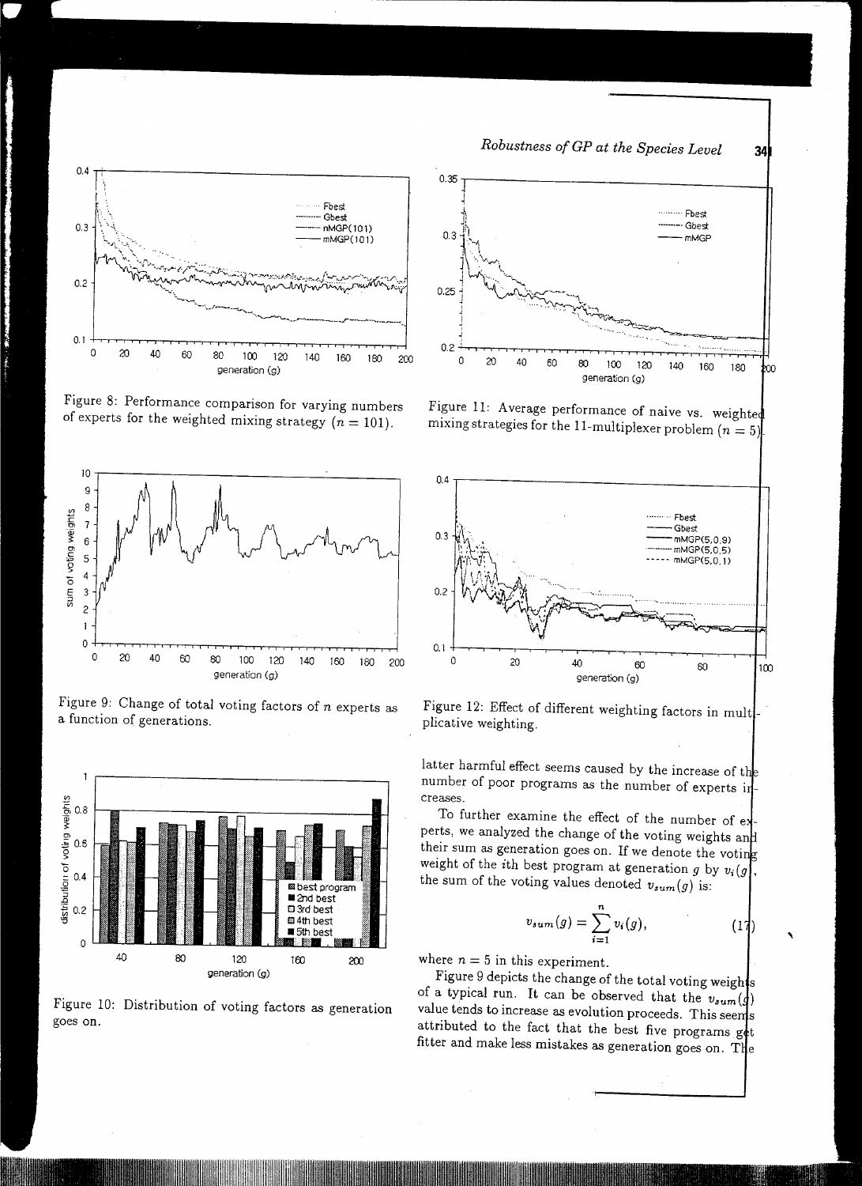Figure 8: Performance comparison for varying numbers of experts for the weighted mixing strategy ($n = 101$).

Figure 9: Change of total voting factors of $n$ experts as a function of generations.

Figure 10: Distribution of voting factors as generation goes on.

Figure 11: Average performance of naive vs. weighted mixing strategies for the 11-multiplexer problem ($n = 5$).

Figure 12: Effect of different weighting factors in multiplicative weighting.

latter harmful effect seems caused by the increase of the number of poor programs as the number of experts increases.

To further examine the effect of the number of experts, we analyzed the change of the voting weights and their sum as generation goes on. If we denote the voting weight of the $i$th best program at generation $g$ by $v_i(g)$, the sum of the voting values denoted $v_{sum}(g)$ is:

$$v_{sum}(g) = \sum_{i=1}^{n} v_i(g), \qquad (17)$$

where $n = 5$ in this experiment.

Figure 9 depicts the change of the total voting weights of a typical run. It can be observed that the $v_{sum}(g)$ value tends to increase as evolution proceeds. This seems attributed to the fact that the best five programs get fitter and make less mistakes as generation goes on. The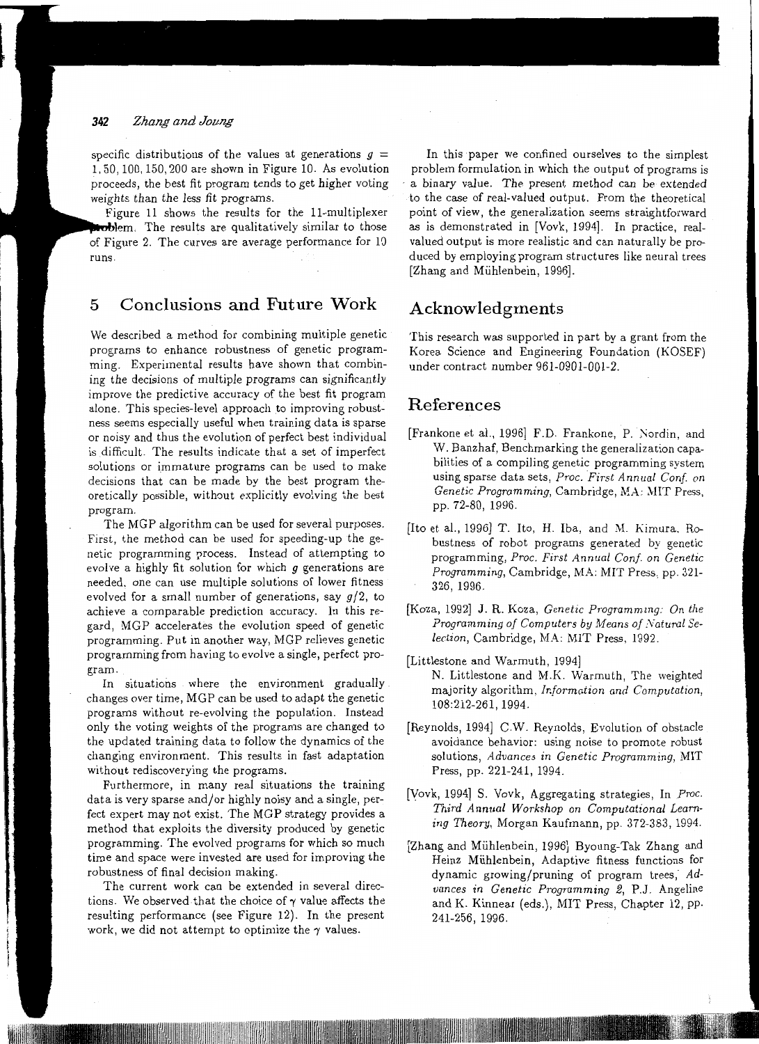specific distributions of the values at generations $g = 1, 50, 100, 150, 200$ are shown in Figure 10. As evolution proceeds, the best fit program tends to get higher voting weights than the less fit programs.

Figure 11 shows the results for the 11-multiplexer problem. The results are qualitatively similar to those of Figure 2. The curves are average performance for 10 runs.

## 5 Conclusions and Future Work

We described a method for combining multiple genetic programs to enhance robustness of genetic programming. Experimental results have shown that combining the decisions of multiple programs can significantly improve the predictive accuracy of the best fit program alone. This species-level approach to improving robustness seems especially useful when training data is sparse or noisy and thus the evolution of perfect best individual is difficult. The results indicate that a set of imperfect solutions or immature programs can be used to make decisions that can be made by the best program theoretically possible, without explicitly evolving the best program.

The MGP algorithm can be used for several purposes. First, the method can be used for speeding-up the genetic programming process. Instead of attempting to evolve a highly fit solution for which $g$ generations are needed, one can use multiple solutions of lower fitness evolved for a small number of generations, say $g/2$, to achieve a comparable prediction accuracy. In this regard, MGP accelerates the evolution speed of genetic programming. Put in another way, MGP relieves genetic programming from having to evolve a single, perfect program.

In situations where the environment gradually changes over time, MGP can be used to adapt the genetic programs without re-evolving the population. Instead only the voting weights of the programs are changed to the updated training data to follow the dynamics of the changing environment. This results in fast adaptation without rediscoverying the programs.

Furthermore, in many real situations the training data is very sparse and/or highly noisy and a single, perfect expert may not exist. The MGP strategy provides a method that exploits the diversity produced by genetic programming. The evolved programs for which so much time and space were invested are used for improving the robustness of final decision making.

The current work can be extended in several directions. We observed that the choice of $\gamma$ value affects the resulting performance (see Figure 12). In the present work, we did not attempt to optimize the $\gamma$ values.

In this paper we confined ourselves to the simplest problem formulation in which the output of programs is a binary value. The present method can be extended to the case of real-valued output. From the theoretical point of view, the generalization seems straightforward as is demonstrated in [Vovk, 1994]. In practice, real-valued output is more realistic and can naturally be produced by employing program structures like neural trees [Zhang and Mühlenbein, 1996].

## Acknowledgments

This research was supported in part by a grant from the Korea Science and Engineering Foundation (KOSEF) under contract number 961-0901-001-2.

## References

[Frankone et al., 1996] F.D. Frankone, P. Nordin, and W. Banzhaf, Benchmarking the generalization capabilities of a compiling genetic programming system using sparse data sets, *Proc. First Annual Conf. on Genetic Programming*, Cambridge, MA: MIT Press, pp. 72-80, 1996.

[Ito et al., 1996] T. Ito, H. Iba, and M. Kimura, Robustness of robot programs generated by genetic programming, *Proc. First Annual Conf. on Genetic Programming*, Cambridge, MA: MIT Press, pp. 321-326, 1996.

[Koza, 1992] J. R. Koza, *Genetic Programming: On the Programming of Computers by Means of Natural Selection*, Cambridge, MA: MIT Press, 1992.

[Littlestone and Warmuth, 1994] N. Littlestone and M.K. Warmuth, The weighted majority algorithm, *Information and Computation*, 108:212-261, 1994.

[Reynolds, 1994] C.W. Reynolds, Evolution of obstacle avoidance behavior: using noise to promote robust solutions, *Advances in Genetic Programming*, MIT Press, pp. 221-241, 1994.

[Vovk, 1994] S. Vovk, Aggregating strategies, In *Proc. Third Annual Workshop on Computational Learning Theory*, Morgan Kaufmann, pp. 372-383, 1994.

[Zhang and Mühlenbein, 1996] Byoung-Tak Zhang and Heinz Mühlenbein, Adaptive fitness functions for dynamic growing/pruning of program trees, *Advances in Genetic Programming 2*, P.J. Angeline and K. Kinnear (eds.), MIT Press, Chapter 12, pp. 241-256, 1996.